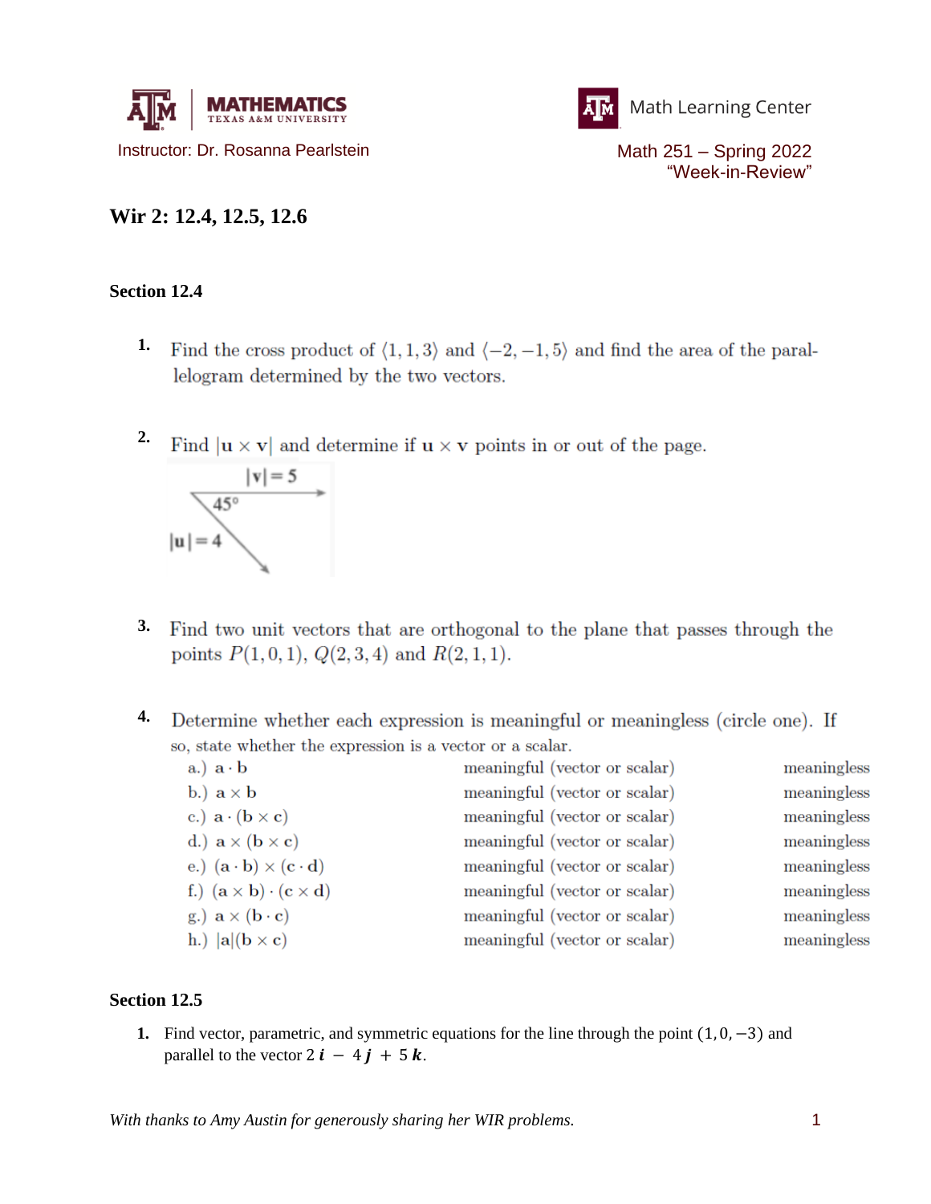Instructor: Dr. Rosanna Pearlstein

Math Learning Center

Math 251 – Spring 2022
"Week-in-Review"

## Wir 2: 12.4, 12.5, 12.6

### Section 12.4

**1.** Find the cross product of $\langle 1, 1, 3\rangle$ and $\langle -2, -1, 5\rangle$ and find the area of the parallelogram determined by the two vectors.

**2.** Find $|\mathbf{u} \times \mathbf{v}|$ and determine if $\mathbf{u} \times \mathbf{v}$ points in or out of the page.

$|\mathbf{v}| = 5$

$45°$

$|\mathbf{u}| = 4$

**3.** Find two unit vectors that are orthogonal to the plane that passes through the points $P(1, 0, 1)$, $Q(2, 3, 4)$ and $R(2, 1, 1)$.

**4.** Determine whether each expression is meaningful or meaningless (circle one). If so, state whether the expression is a vector or a scalar.

| | | |
|---|---|---|
| a.) $\mathbf{a} \cdot \mathbf{b}$ | meaningful (vector or scalar) | meaningless |
| b.) $\mathbf{a} \times \mathbf{b}$ | meaningful (vector or scalar) | meaningless |
| c.) $\mathbf{a} \cdot (\mathbf{b} \times \mathbf{c})$ | meaningful (vector or scalar) | meaningless |
| d.) $\mathbf{a} \times (\mathbf{b} \times \mathbf{c})$ | meaningful (vector or scalar) | meaningless |
| e.) $(\mathbf{a} \cdot \mathbf{b}) \times (\mathbf{c} \cdot \mathbf{d})$ | meaningful (vector or scalar) | meaningless |
| f.) $(\mathbf{a} \times \mathbf{b}) \cdot (\mathbf{c} \times \mathbf{d})$ | meaningful (vector or scalar) | meaningless |
| g.) $\mathbf{a} \times (\mathbf{b} \cdot \mathbf{c})$ | meaningful (vector or scalar) | meaningless |
| h.) $|\mathbf{a}|(\mathbf{b} \times \mathbf{c})$ | meaningful (vector or scalar) | meaningless |

### Section 12.5

**1.** Find vector, parametric, and symmetric equations for the line through the point $(1, 0, -3)$ and parallel to the vector $2\,\boldsymbol{i} - 4\,\boldsymbol{j} + 5\,\boldsymbol{k}$.

*With thanks to Amy Austin for generously sharing her WIR problems.*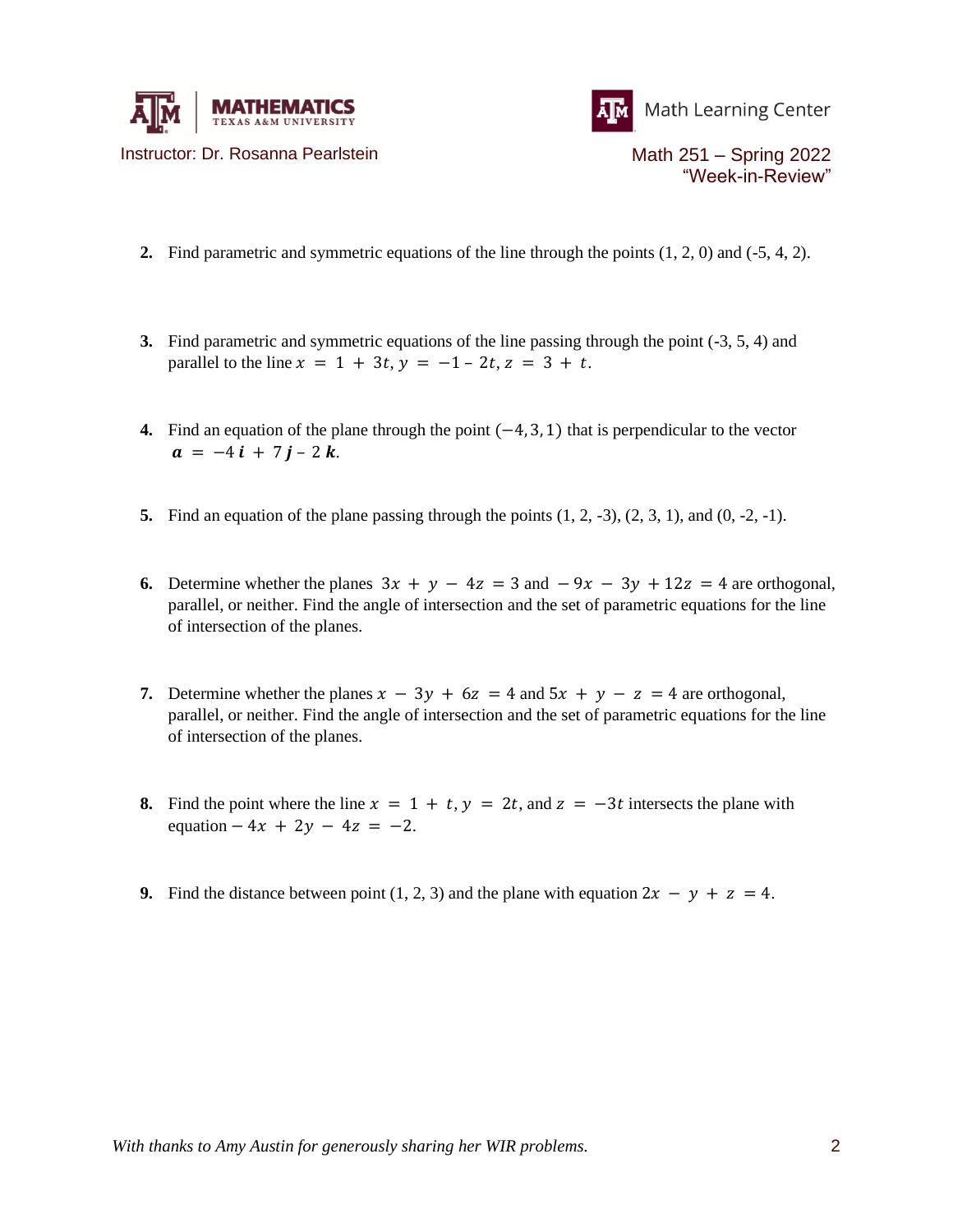2. Find parametric and symmetric equations of the line through the points (1, 2, 0) and (-5, 4, 2).

3. Find parametric and symmetric equations of the line passing through the point (-3, 5, 4) and parallel to the line $x = 1 + 3t, y = -1 - 2t, z = 3 + t$.

4. Find an equation of the plane through the point $(-4, 3, 1)$ that is perpendicular to the vector $\boldsymbol{a} = -4\,\boldsymbol{i} + 7\,\boldsymbol{j} - 2\,\boldsymbol{k}$.

5. Find an equation of the plane passing through the points (1, 2, -3), (2, 3, 1), and (0, -2, -1).

6. Determine whether the planes $3x + y - 4z = 3$ and $-9x - 3y + 12z = 4$ are orthogonal, parallel, or neither. Find the angle of intersection and the set of parametric equations for the line of intersection of the planes.

7. Determine whether the planes $x - 3y + 6z = 4$ and $5x + y - z = 4$ are orthogonal, parallel, or neither. Find the angle of intersection and the set of parametric equations for the line of intersection of the planes.

8. Find the point where the line $x = 1 + t, y = 2t$, and $z = -3t$ intersects the plane with equation $-4x + 2y - 4z = -2$.

9. Find the distance between point (1, 2, 3) and the plane with equation $2x - y + z = 4$.

*With thanks to Amy Austin for generously sharing her WIR problems.*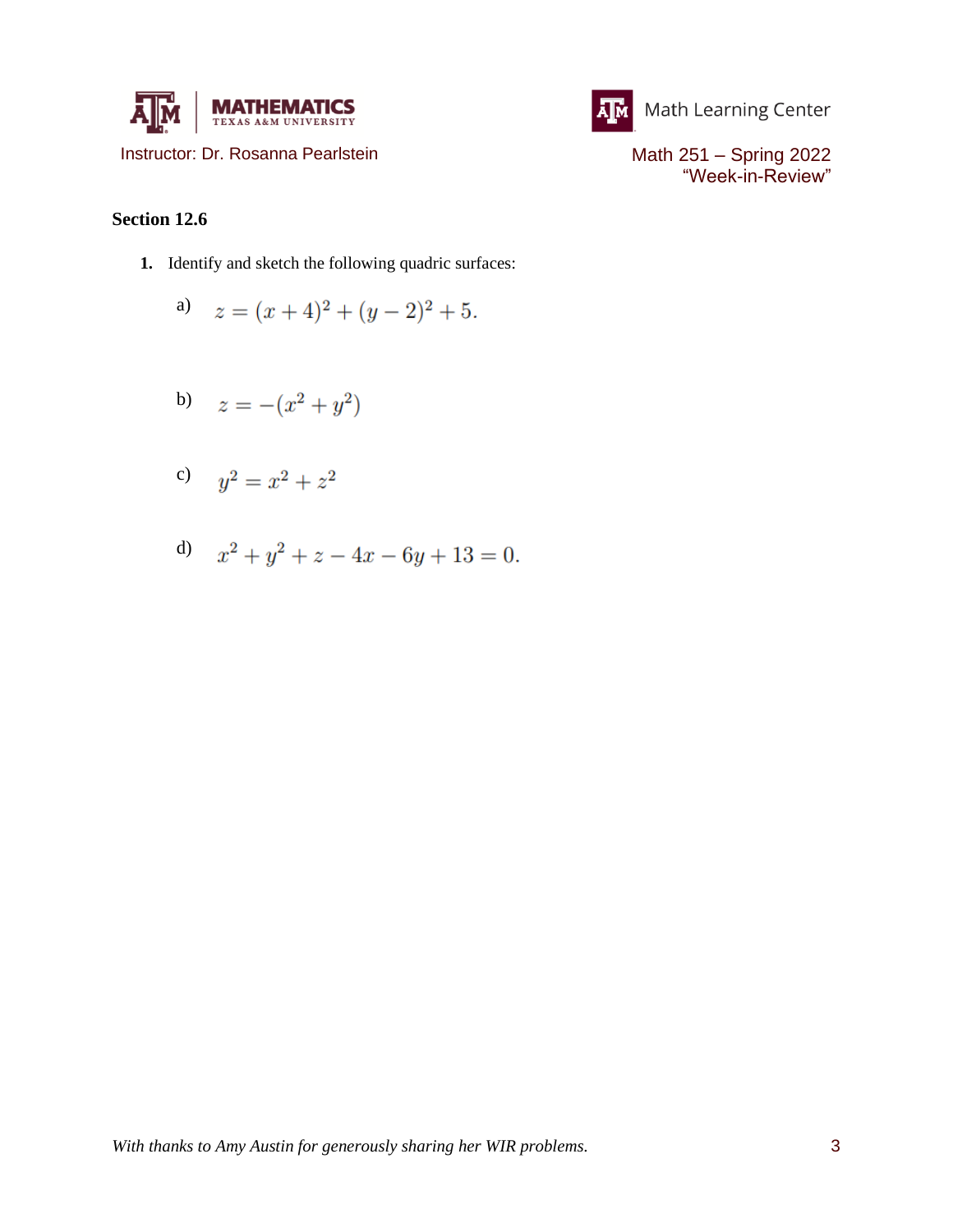Instructor: Dr. Rosanna Pearlstein

Math 251 – Spring 2022
"Week-in-Review"

**Section 12.6**

**1.** Identify and sketch the following quadric surfaces:

a) $z = (x+4)^2 + (y-2)^2 + 5.$

b) $z = -(x^2 + y^2)$

c) $y^2 = x^2 + z^2$

d) $x^2 + y^2 + z - 4x - 6y + 13 = 0.$

*With thanks to Amy Austin for generously sharing her WIR problems.*